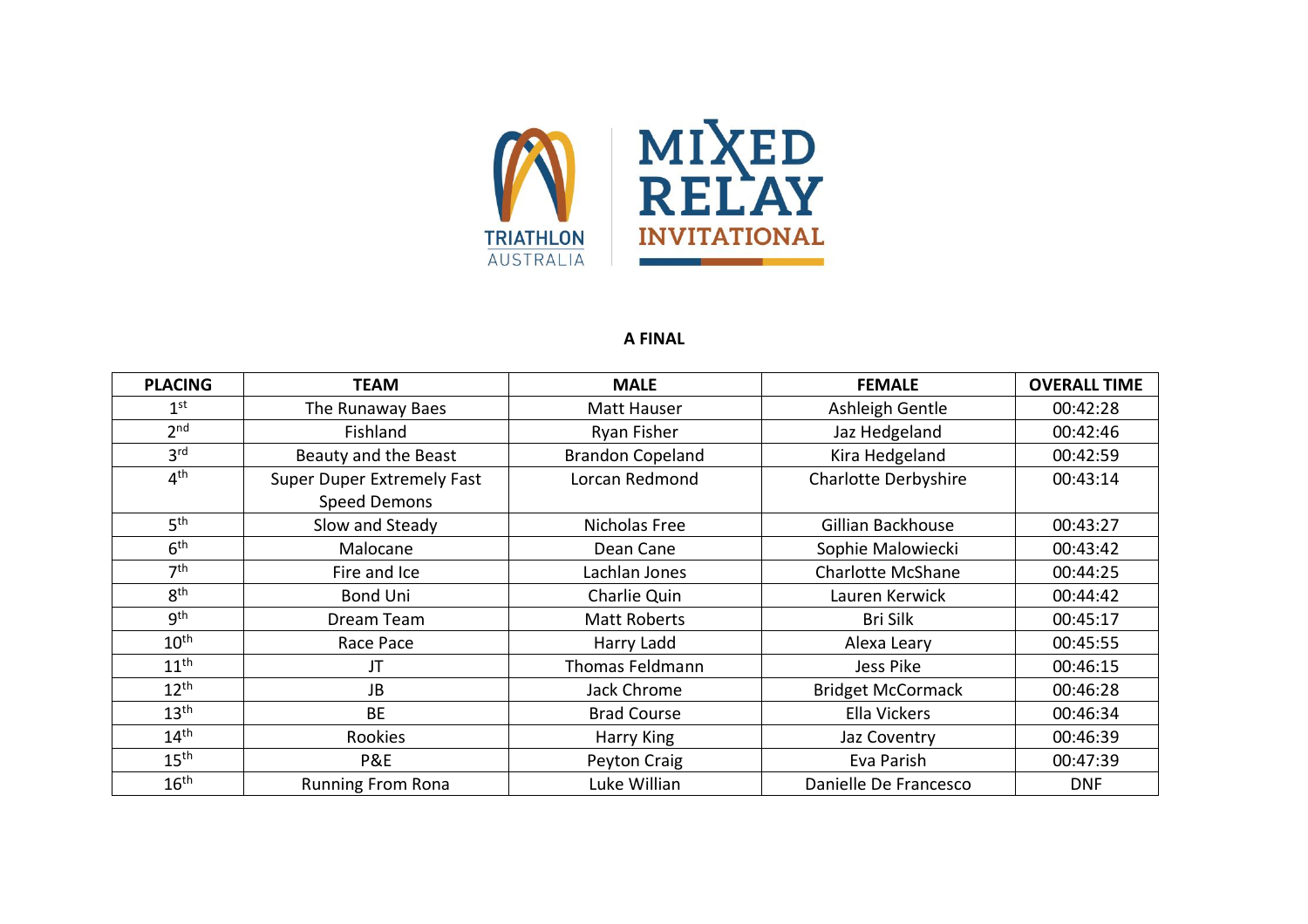TRIATHLON AUSTRALIA

# MIXED RELAY INVITATIONAL

## A FINAL

| PLACING | TEAM | MALE | FEMALE | OVERALL TIME |
|---|---|---|---|---|
| 1st | The Runaway Baes | Matt Hauser | Ashleigh Gentle | 00:42:28 |
| 2nd | Fishland | Ryan Fisher | Jaz Hedgeland | 00:42:46 |
| 3rd | Beauty and the Beast | Brandon Copeland | Kira Hedgeland | 00:42:59 |
| 4th | Super Duper Extremely Fast Speed Demons | Lorcan Redmond | Charlotte Derbyshire | 00:43:14 |
| 5th | Slow and Steady | Nicholas Free | Gillian Backhouse | 00:43:27 |
| 6th | Malocane | Dean Cane | Sophie Malowiecki | 00:43:42 |
| 7th | Fire and Ice | Lachlan Jones | Charlotte McShane | 00:44:25 |
| 8th | Bond Uni | Charlie Quin | Lauren Kerwick | 00:44:42 |
| 9th | Dream Team | Matt Roberts | Bri Silk | 00:45:17 |
| 10th | Race Pace | Harry Ladd | Alexa Leary | 00:45:55 |
| 11th | JT | Thomas Feldmann | Jess Pike | 00:46:15 |
| 12th | JB | Jack Chrome | Bridget McCormack | 00:46:28 |
| 13th | BE | Brad Course | Ella Vickers | 00:46:34 |
| 14th | Rookies | Harry King | Jaz Coventry | 00:46:39 |
| 15th | P&E | Peyton Craig | Eva Parish | 00:47:39 |
| 16th | Running From Rona | Luke Willian | Danielle De Francesco | DNF |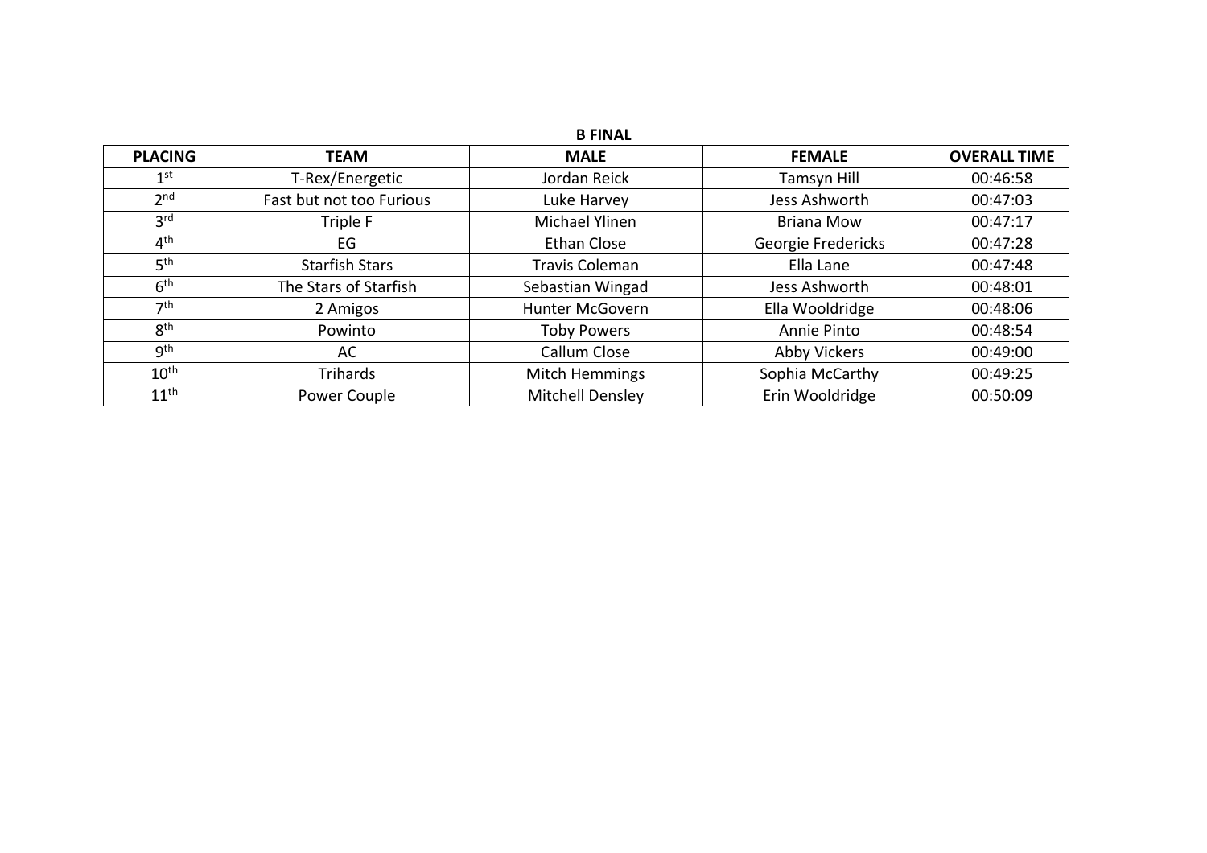**B FINAL**

| PLACING | TEAM | MALE | FEMALE | OVERALL TIME |
|---|---|---|---|---|
| 1st | T-Rex/Energetic | Jordan Reick | Tamsyn Hill | 00:46:58 |
| 2nd | Fast but not too Furious | Luke Harvey | Jess Ashworth | 00:47:03 |
| 3rd | Triple F | Michael Ylinen | Briana Mow | 00:47:17 |
| 4th | EG | Ethan Close | Georgie Fredericks | 00:47:28 |
| 5th | Starfish Stars | Travis Coleman | Ella Lane | 00:47:48 |
| 6th | The Stars of Starfish | Sebastian Wingad | Jess Ashworth | 00:48:01 |
| 7th | 2 Amigos | Hunter McGovern | Ella Wooldridge | 00:48:06 |
| 8th | Powinto | Toby Powers | Annie Pinto | 00:48:54 |
| 9th | AC | Callum Close | Abby Vickers | 00:49:00 |
| 10th | Trihards | Mitch Hemmings | Sophia McCarthy | 00:49:25 |
| 11th | Power Couple | Mitchell Densley | Erin Wooldridge | 00:50:09 |